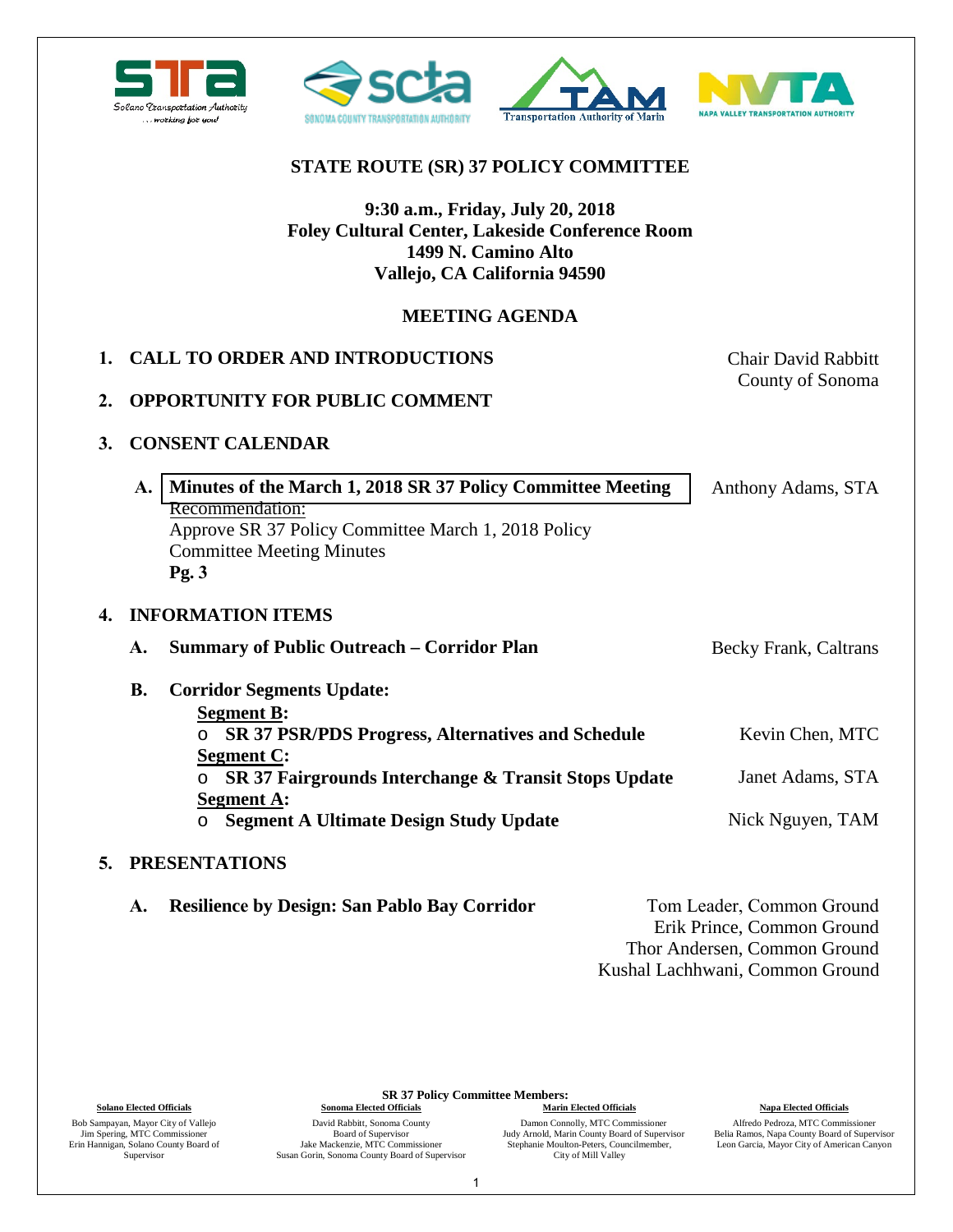Solano Transportation Authority ...working for you!

SONOMA COUNTY TRANSPORTATION AUTHORITY

Transportation Authority of Marin

NAPA VALLEY TRANSPORTATION AUTHORITY

# STATE ROUTE (SR) 37 POLICY COMMITTEE

**9:30 a.m., Friday, July 20, 2018**
**Foley Cultural Center, Lakeside Conference Room**
**1499 N. Camino Alto**
**Vallejo, CA California 94590**

## MEETING AGENDA

**1. CALL TO ORDER AND INTRODUCTIONS** — Chair David Rabbitt, County of Sonoma

**2. OPPORTUNITY FOR PUBLIC COMMENT**

**3. CONSENT CALENDAR**

**A. Minutes of the March 1, 2018 SR 37 Policy Committee Meeting** — Anthony Adams, STA

Recommendation:
Approve SR 37 Policy Committee March 1, 2018 Policy Committee Meeting Minutes
**Pg. 3**

**4. INFORMATION ITEMS**

**A. Summary of Public Outreach – Corridor Plan** — Becky Frank, Caltrans

**B. Corridor Segments Update:**

<u>**Segment B**</u>**:**
- **SR 37 PSR/PDS Progress, Alternatives and Schedule** — Kevin Chen, MTC

<u>**Segment C**</u>**:**
- **SR 37 Fairgrounds Interchange & Transit Stops Update** — Janet Adams, STA

<u>**Segment A**</u>**:**
- **Segment A Ultimate Design Study Update** — Nick Nguyen, TAM

**5. PRESENTATIONS**

**A. Resilience by Design: San Pablo Bay Corridor** — Tom Leader, Common Ground; Erik Prince, Common Ground; Thor Andersen, Common Ground; Kushal Lachhwani, Common Ground

**SR 37 Policy Committee Members:**

| Solano Elected Officials | Sonoma Elected Officials | Marin Elected Officials | Napa Elected Officials |
| --- | --- | --- | --- |
| Bob Sampayan, Mayor City of Vallejo | David Rabbitt, Sonoma County Board of Supervisor | Damon Connolly, MTC Commissioner | Alfredo Pedroza, MTC Commissioner |
| Jim Spering, MTC Commissioner | Jake Mackenzie, MTC Commissioner | Judy Arnold, Marin County Board of Supervisor | Belia Ramos, Napa County Board of Supervisor |
| Erin Hannigan, Solano County Board of Supervisor | Susan Gorin, Sonoma County Board of Supervisor | Stephanie Moulton-Peters, Councilmember, City of Mill Valley | Leon Garcia, Mayor City of American Canyon |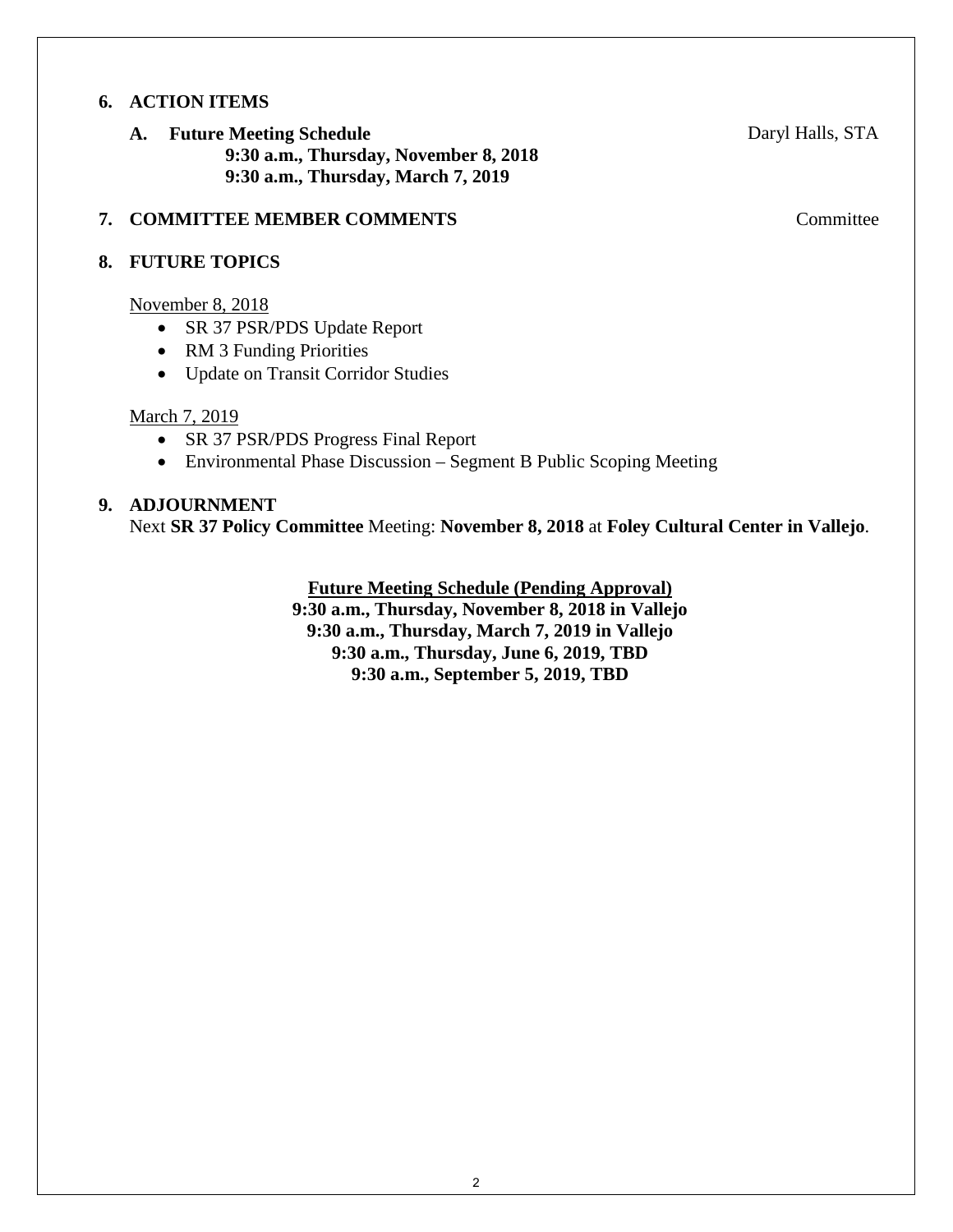**6. ACTION ITEMS**

**A. Future Meeting Schedule** — Daryl Halls, STA

**9:30 a.m., Thursday, November 8, 2018**
**9:30 a.m., Thursday, March 7, 2019**

**7. COMMITTEE MEMBER COMMENTS** — Committee

**8. FUTURE TOPICS**

November 8, 2018

- SR 37 PSR/PDS Update Report
- RM 3 Funding Priorities
- Update on Transit Corridor Studies

March 7, 2019

- SR 37 PSR/PDS Progress Final Report
- Environmental Phase Discussion – Segment B Public Scoping Meeting

**9. ADJOURNMENT**

Next **SR 37 Policy Committee** Meeting: **November 8, 2018** at **Foley Cultural Center in Vallejo**.

**Future Meeting Schedule (Pending Approval)**
**9:30 a.m., Thursday, November 8, 2018 in Vallejo**
**9:30 a.m., Thursday, March 7, 2019 in Vallejo**
**9:30 a.m., Thursday, June 6, 2019, TBD**
**9:30 a.m., September 5, 2019, TBD**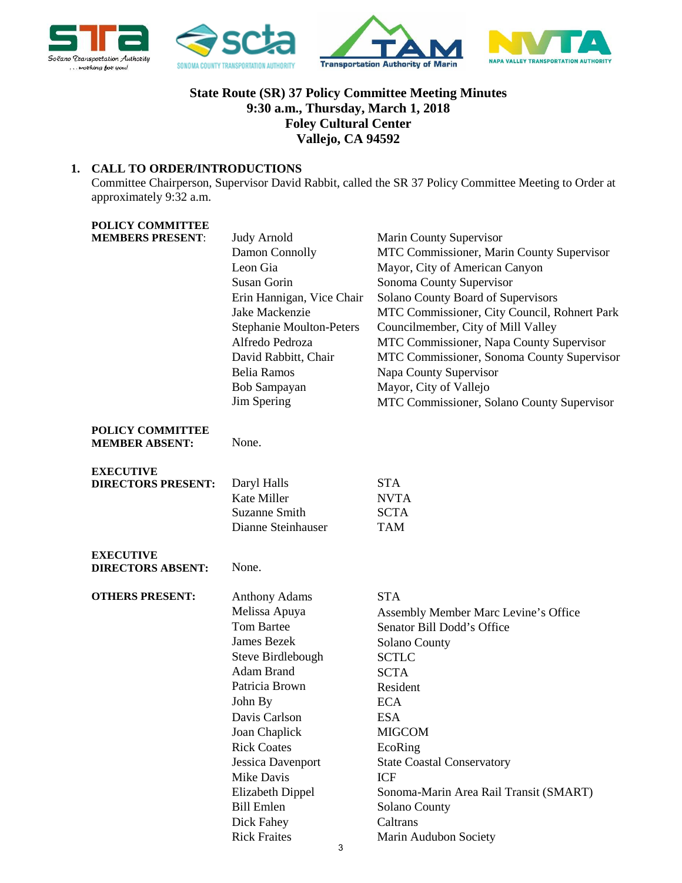# State Route (SR) 37 Policy Committee Meeting Minutes
## 9:30 a.m., Thursday, March 1, 2018
## Foley Cultural Center
## Vallejo, CA 94592

**1. CALL TO ORDER/INTRODUCTIONS**

Committee Chairperson, Supervisor David Rabbit, called the SR 37 Policy Committee Meeting to Order at approximately 9:32 a.m.

| | | |
|---|---|---|
| **POLICY COMMITTEE MEMBERS PRESENT**: | Judy Arnold | Marin County Supervisor |
| | Damon Connolly | MTC Commissioner, Marin County Supervisor |
| | Leon Gia | Mayor, City of American Canyon |
| | Susan Gorin | Sonoma County Supervisor |
| | Erin Hannigan, Vice Chair | Solano County Board of Supervisors |
| | Jake Mackenzie | MTC Commissioner, City Council, Rohnert Park |
| | Stephanie Moulton-Peters | Councilmember, City of Mill Valley |
| | Alfredo Pedroza | MTC Commissioner, Napa County Supervisor |
| | David Rabbitt, Chair | MTC Commissioner, Sonoma County Supervisor |
| | Belia Ramos | Napa County Supervisor |
| | Bob Sampayan | Mayor, City of Vallejo |
| | Jim Spering | MTC Commissioner, Solano County Supervisor |
| **POLICY COMMITTEE MEMBER ABSENT:** | None. | |
| **EXECUTIVE DIRECTORS PRESENT:** | Daryl Halls | STA |
| | Kate Miller | NVTA |
| | Suzanne Smith | SCTA |
| | Dianne Steinhauser | TAM |
| **EXECUTIVE DIRECTORS ABSENT:** | None. | |
| **OTHERS PRESENT:** | Anthony Adams | STA |
| | Melissa Apuya | Assembly Member Marc Levine's Office |
| | Tom Bartee | Senator Bill Dodd's Office |
| | James Bezek | Solano County |
| | Steve Birdlebough | SCTLC |
| | Adam Brand | SCTA |
| | Patricia Brown | Resident |
| | John By | ECA |
| | Davis Carlson | ESA |
| | Joan Chaplick | MIGCOM |
| | Rick Coates | EcoRing |
| | Jessica Davenport | State Coastal Conservatory |
| | Mike Davis | ICF |
| | Elizabeth Dippel | Sonoma-Marin Area Rail Transit (SMART) |
| | Bill Emlen | Solano County |
| | Dick Fahey | Caltrans |
| | Rick Fraites | Marin Audubon Society |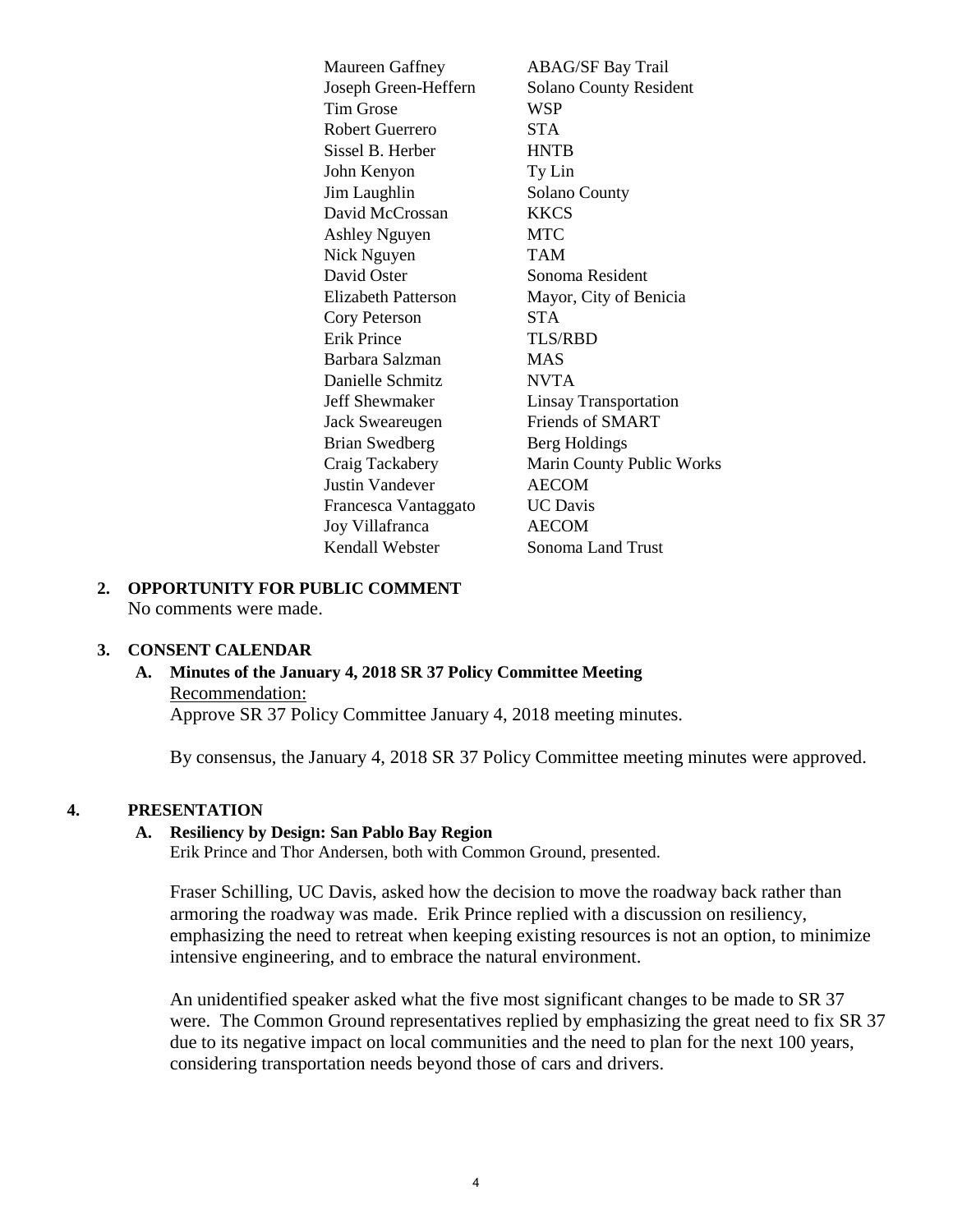| | |
|---|---|
| Maureen Gaffney | ABAG/SF Bay Trail |
| Joseph Green-Heffern | Solano County Resident |
| Tim Grose | WSP |
| Robert Guerrero | STA |
| Sissel B. Herber | HNTB |
| John Kenyon | Ty Lin |
| Jim Laughlin | Solano County |
| David McCrossan | KKCS |
| Ashley Nguyen | MTC |
| Nick Nguyen | TAM |
| David Oster | Sonoma Resident |
| Elizabeth Patterson | Mayor, City of Benicia |
| Cory Peterson | STA |
| Erik Prince | TLS/RBD |
| Barbara Salzman | MAS |
| Danielle Schmitz | NVTA |
| Jeff Shewmaker | Linsay Transportation |
| Jack Sweareugen | Friends of SMART |
| Brian Swedberg | Berg Holdings |
| Craig Tackabery | Marin County Public Works |
| Justin Vandever | AECOM |
| Francesca Vantaggato | UC Davis |
| Joy Villafranca | AECOM |
| Kendall Webster | Sonoma Land Trust |

**2. OPPORTUNITY FOR PUBLIC COMMENT**

No comments were made.

**3. CONSENT CALENDAR**

**A. Minutes of the January 4, 2018 SR 37 Policy Committee Meeting**

Recommendation:

Approve SR 37 Policy Committee January 4, 2018 meeting minutes.

By consensus, the January 4, 2018 SR 37 Policy Committee meeting minutes were approved.

**4. PRESENTATION**

**A. Resiliency by Design: San Pablo Bay Region**

Erik Prince and Thor Andersen, both with Common Ground, presented.

Fraser Schilling, UC Davis, asked how the decision to move the roadway back rather than armoring the roadway was made. Erik Prince replied with a discussion on resiliency, emphasizing the need to retreat when keeping existing resources is not an option, to minimize intensive engineering, and to embrace the natural environment.

An unidentified speaker asked what the five most significant changes to be made to SR 37 were. The Common Ground representatives replied by emphasizing the great need to fix SR 37 due to its negative impact on local communities and the need to plan for the next 100 years, considering transportation needs beyond those of cars and drivers.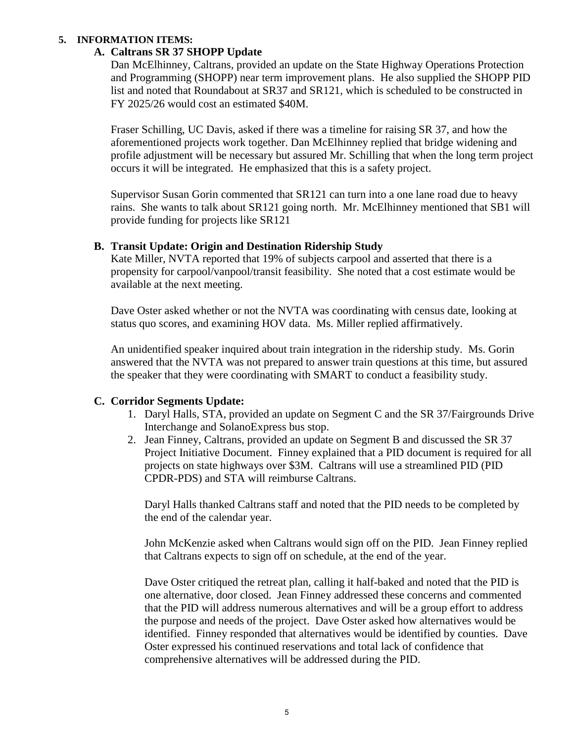**5. INFORMATION ITEMS:**

**A. Caltrans SR 37 SHOPP Update**

Dan McElhinney, Caltrans, provided an update on the State Highway Operations Protection and Programming (SHOPP) near term improvement plans. He also supplied the SHOPP PID list and noted that Roundabout at SR37 and SR121, which is scheduled to be constructed in FY 2025/26 would cost an estimated $40M.

Fraser Schilling, UC Davis, asked if there was a timeline for raising SR 37, and how the aforementioned projects work together. Dan McElhinney replied that bridge widening and profile adjustment will be necessary but assured Mr. Schilling that when the long term project occurs it will be integrated. He emphasized that this is a safety project.

Supervisor Susan Gorin commented that SR121 can turn into a one lane road due to heavy rains. She wants to talk about SR121 going north. Mr. McElhinney mentioned that SB1 will provide funding for projects like SR121

**B. Transit Update: Origin and Destination Ridership Study**

Kate Miller, NVTA reported that 19% of subjects carpool and asserted that there is a propensity for carpool/vanpool/transit feasibility. She noted that a cost estimate would be available at the next meeting.

Dave Oster asked whether or not the NVTA was coordinating with census date, looking at status quo scores, and examining HOV data. Ms. Miller replied affirmatively.

An unidentified speaker inquired about train integration in the ridership study. Ms. Gorin answered that the NVTA was not prepared to answer train questions at this time, but assured the speaker that they were coordinating with SMART to conduct a feasibility study.

**C. Corridor Segments Update:**

1. Daryl Halls, STA, provided an update on Segment C and the SR 37/Fairgrounds Drive Interchange and SolanoExpress bus stop.
2. Jean Finney, Caltrans, provided an update on Segment B and discussed the SR 37 Project Initiative Document. Finney explained that a PID document is required for all projects on state highways over $3M. Caltrans will use a streamlined PID (PID CPDR-PDS) and STA will reimburse Caltrans.

   Daryl Halls thanked Caltrans staff and noted that the PID needs to be completed by the end of the calendar year.

   John McKenzie asked when Caltrans would sign off on the PID. Jean Finney replied that Caltrans expects to sign off on schedule, at the end of the year.

   Dave Oster critiqued the retreat plan, calling it half-baked and noted that the PID is one alternative, door closed. Jean Finney addressed these concerns and commented that the PID will address numerous alternatives and will be a group effort to address the purpose and needs of the project. Dave Oster asked how alternatives would be identified. Finney responded that alternatives would be identified by counties. Dave Oster expressed his continued reservations and total lack of confidence that comprehensive alternatives will be addressed during the PID.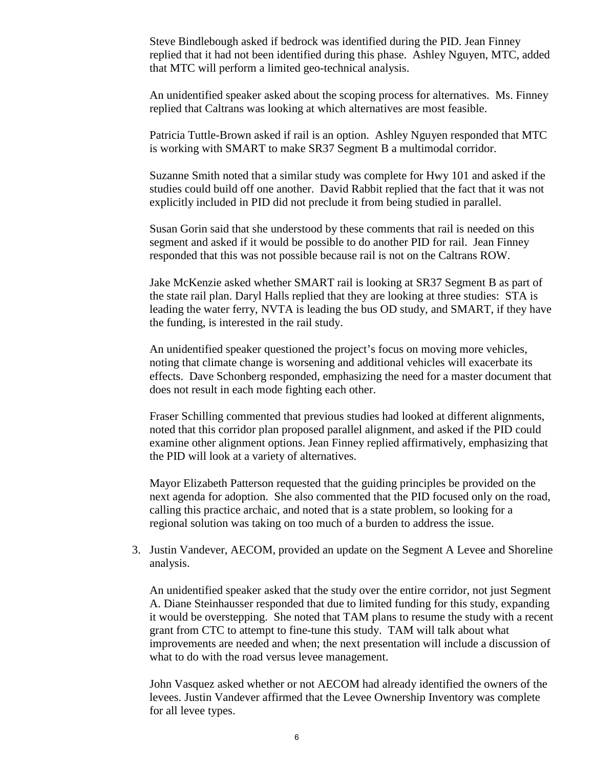Steve Bindlebough asked if bedrock was identified during the PID. Jean Finney replied that it had not been identified during this phase. Ashley Nguyen, MTC, added that MTC will perform a limited geo-technical analysis.

An unidentified speaker asked about the scoping process for alternatives. Ms. Finney replied that Caltrans was looking at which alternatives are most feasible.

Patricia Tuttle-Brown asked if rail is an option. Ashley Nguyen responded that MTC is working with SMART to make SR37 Segment B a multimodal corridor.

Suzanne Smith noted that a similar study was complete for Hwy 101 and asked if the studies could build off one another. David Rabbit replied that the fact that it was not explicitly included in PID did not preclude it from being studied in parallel.

Susan Gorin said that she understood by these comments that rail is needed on this segment and asked if it would be possible to do another PID for rail. Jean Finney responded that this was not possible because rail is not on the Caltrans ROW.

Jake McKenzie asked whether SMART rail is looking at SR37 Segment B as part of the state rail plan. Daryl Halls replied that they are looking at three studies: STA is leading the water ferry, NVTA is leading the bus OD study, and SMART, if they have the funding, is interested in the rail study.

An unidentified speaker questioned the project's focus on moving more vehicles, noting that climate change is worsening and additional vehicles will exacerbate its effects. Dave Schonberg responded, emphasizing the need for a master document that does not result in each mode fighting each other.

Fraser Schilling commented that previous studies had looked at different alignments, noted that this corridor plan proposed parallel alignment, and asked if the PID could examine other alignment options. Jean Finney replied affirmatively, emphasizing that the PID will look at a variety of alternatives.

Mayor Elizabeth Patterson requested that the guiding principles be provided on the next agenda for adoption. She also commented that the PID focused only on the road, calling this practice archaic, and noted that is a state problem, so looking for a regional solution was taking on too much of a burden to address the issue.

3. Justin Vandever, AECOM, provided an update on the Segment A Levee and Shoreline analysis.

   An unidentified speaker asked that the study over the entire corridor, not just Segment A. Diane Steinhausser responded that due to limited funding for this study, expanding it would be overstepping. She noted that TAM plans to resume the study with a recent grant from CTC to attempt to fine-tune this study. TAM will talk about what improvements are needed and when; the next presentation will include a discussion of what to do with the road versus levee management.

   John Vasquez asked whether or not AECOM had already identified the owners of the levees. Justin Vandever affirmed that the Levee Ownership Inventory was complete for all levee types.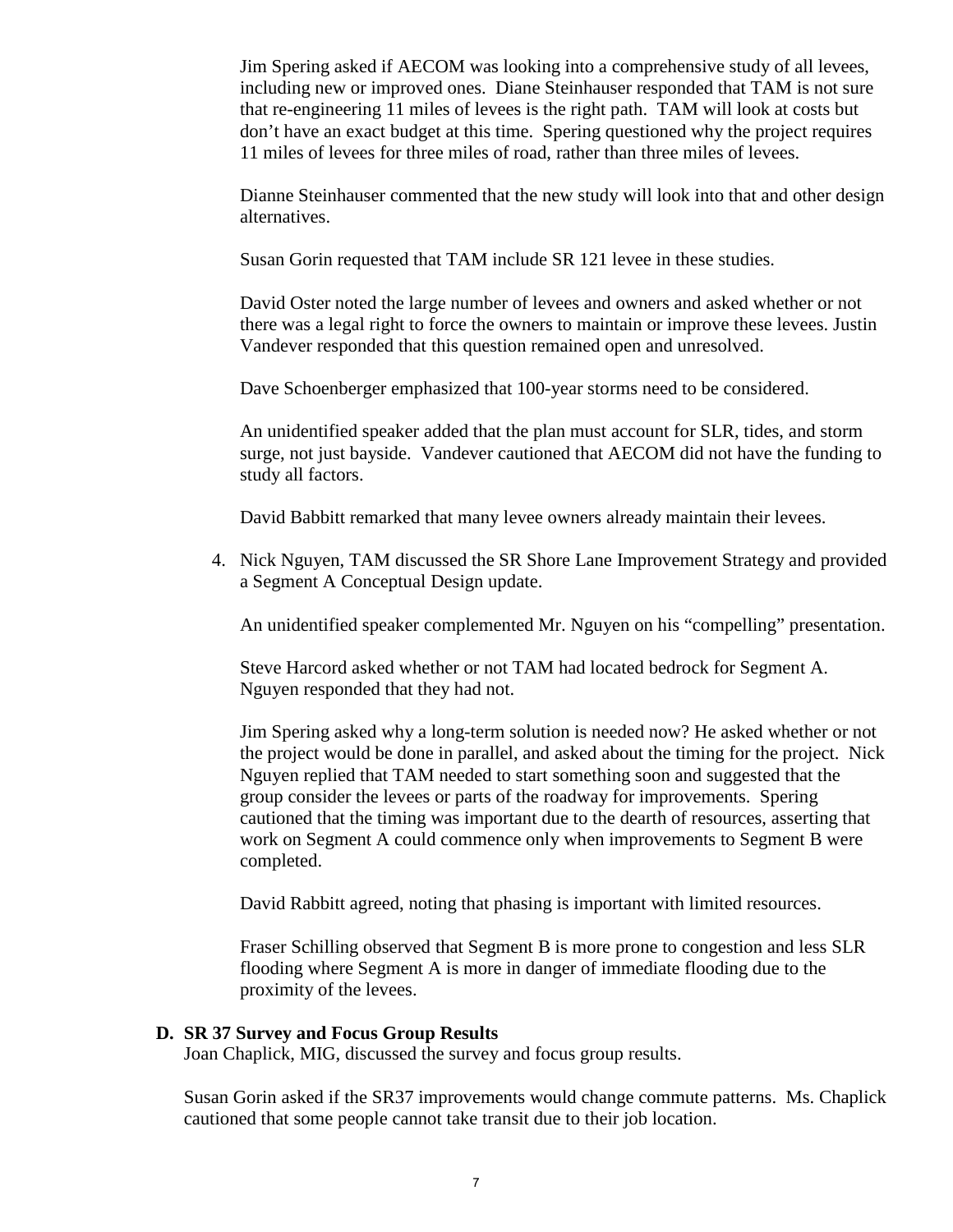Jim Spering asked if AECOM was looking into a comprehensive study of all levees, including new or improved ones. Diane Steinhauser responded that TAM is not sure that re-engineering 11 miles of levees is the right path. TAM will look at costs but don't have an exact budget at this time. Spering questioned why the project requires 11 miles of levees for three miles of road, rather than three miles of levees.

Dianne Steinhauser commented that the new study will look into that and other design alternatives.

Susan Gorin requested that TAM include SR 121 levee in these studies.

David Oster noted the large number of levees and owners and asked whether or not there was a legal right to force the owners to maintain or improve these levees. Justin Vandever responded that this question remained open and unresolved.

Dave Schoenberger emphasized that 100-year storms need to be considered.

An unidentified speaker added that the plan must account for SLR, tides, and storm surge, not just bayside. Vandever cautioned that AECOM did not have the funding to study all factors.

David Babbitt remarked that many levee owners already maintain their levees.

4. Nick Nguyen, TAM discussed the SR Shore Lane Improvement Strategy and provided a Segment A Conceptual Design update.

   An unidentified speaker complemented Mr. Nguyen on his "compelling" presentation.

   Steve Harcord asked whether or not TAM had located bedrock for Segment A. Nguyen responded that they had not.

   Jim Spering asked why a long-term solution is needed now? He asked whether or not the project would be done in parallel, and asked about the timing for the project. Nick Nguyen replied that TAM needed to start something soon and suggested that the group consider the levees or parts of the roadway for improvements. Spering cautioned that the timing was important due to the dearth of resources, asserting that work on Segment A could commence only when improvements to Segment B were completed.

   David Rabbitt agreed, noting that phasing is important with limited resources.

   Fraser Schilling observed that Segment B is more prone to congestion and less SLR flooding where Segment A is more in danger of immediate flooding due to the proximity of the levees.

**D. SR 37 Survey and Focus Group Results**

Joan Chaplick, MIG, discussed the survey and focus group results.

Susan Gorin asked if the SR37 improvements would change commute patterns. Ms. Chaplick cautioned that some people cannot take transit due to their job location.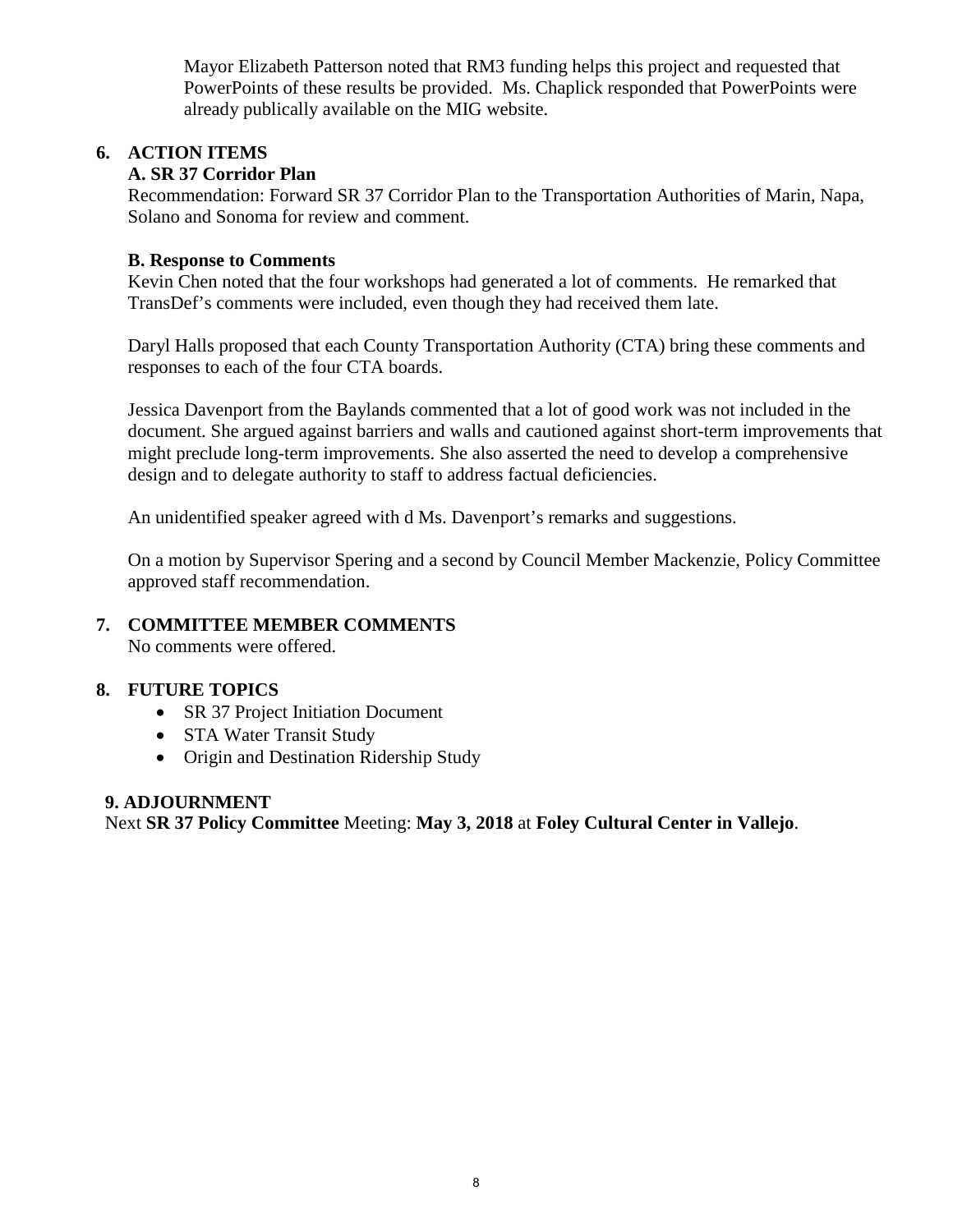Mayor Elizabeth Patterson noted that RM3 funding helps this project and requested that PowerPoints of these results be provided. Ms. Chaplick responded that PowerPoints were already publically available on the MIG website.

## 6. ACTION ITEMS

### A. SR 37 Corridor Plan

Recommendation: Forward SR 37 Corridor Plan to the Transportation Authorities of Marin, Napa, Solano and Sonoma for review and comment.

### B. Response to Comments

Kevin Chen noted that the four workshops had generated a lot of comments. He remarked that TransDef's comments were included, even though they had received them late.

Daryl Halls proposed that each County Transportation Authority (CTA) bring these comments and responses to each of the four CTA boards.

Jessica Davenport from the Baylands commented that a lot of good work was not included in the document. She argued against barriers and walls and cautioned against short-term improvements that might preclude long-term improvements. She also asserted the need to develop a comprehensive design and to delegate authority to staff to address factual deficiencies.

An unidentified speaker agreed with d Ms. Davenport's remarks and suggestions.

On a motion by Supervisor Spering and a second by Council Member Mackenzie, Policy Committee approved staff recommendation.

## 7. COMMITTEE MEMBER COMMENTS

No comments were offered.

## 8. FUTURE TOPICS

- SR 37 Project Initiation Document
- STA Water Transit Study
- Origin and Destination Ridership Study

## 9. ADJOURNMENT

Next **SR 37 Policy Committee** Meeting: **May 3, 2018** at **Foley Cultural Center in Vallejo**.